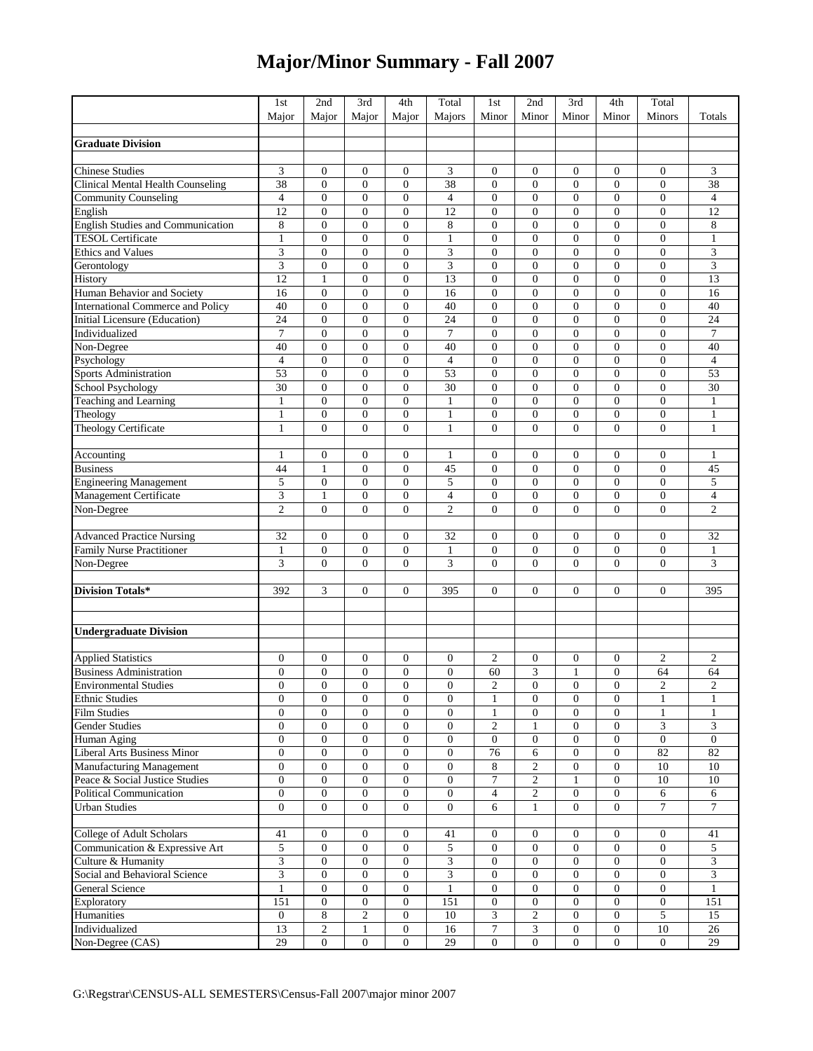# Major/Minor Summary - Fall 2007

| | 1st Major | 2nd Major | 3rd Major | 4th Major | Total Majors | 1st Minor | 2nd Minor | 3rd Minor | 4th Minor | Total Minors | Totals |
|---|---|---|---|---|---|---|---|---|---|---|---|
| | | | | | | | | | | | |
| **Graduate Division** | | | | | | | | | | | |
| | | | | | | | | | | | |
| Chinese Studies | 3 | 0 | 0 | 0 | 3 | 0 | 0 | 0 | 0 | 0 | 3 |
| Clinical Mental Health Counseling | 38 | 0 | 0 | 0 | 38 | 0 | 0 | 0 | 0 | 0 | 38 |
| Community Counseling | 4 | 0 | 0 | 0 | 4 | 0 | 0 | 0 | 0 | 0 | 4 |
| English | 12 | 0 | 0 | 0 | 12 | 0 | 0 | 0 | 0 | 0 | 12 |
| English Studies and Communication | 8 | 0 | 0 | 0 | 8 | 0 | 0 | 0 | 0 | 0 | 8 |
| TESOL Certificate | 1 | 0 | 0 | 0 | 1 | 0 | 0 | 0 | 0 | 0 | 1 |
| Ethics and Values | 3 | 0 | 0 | 0 | 3 | 0 | 0 | 0 | 0 | 0 | 3 |
| Gerontology | 3 | 0 | 0 | 0 | 3 | 0 | 0 | 0 | 0 | 0 | 3 |
| History | 12 | 1 | 0 | 0 | 13 | 0 | 0 | 0 | 0 | 0 | 13 |
| Human Behavior and Society | 16 | 0 | 0 | 0 | 16 | 0 | 0 | 0 | 0 | 0 | 16 |
| International Commerce and Policy | 40 | 0 | 0 | 0 | 40 | 0 | 0 | 0 | 0 | 0 | 40 |
| Initial Licensure (Education) | 24 | 0 | 0 | 0 | 24 | 0 | 0 | 0 | 0 | 0 | 24 |
| Individualized | 7 | 0 | 0 | 0 | 7 | 0 | 0 | 0 | 0 | 0 | 7 |
| Non-Degree | 40 | 0 | 0 | 0 | 40 | 0 | 0 | 0 | 0 | 0 | 40 |
| Psychology | 4 | 0 | 0 | 0 | 4 | 0 | 0 | 0 | 0 | 0 | 4 |
| Sports Administration | 53 | 0 | 0 | 0 | 53 | 0 | 0 | 0 | 0 | 0 | 53 |
| School Psychology | 30 | 0 | 0 | 0 | 30 | 0 | 0 | 0 | 0 | 0 | 30 |
| Teaching and Learning | 1 | 0 | 0 | 0 | 1 | 0 | 0 | 0 | 0 | 0 | 1 |
| Theology | 1 | 0 | 0 | 0 | 1 | 0 | 0 | 0 | 0 | 0 | 1 |
| Theology Certificate | 1 | 0 | 0 | 0 | 1 | 0 | 0 | 0 | 0 | 0 | 1 |
| | | | | | | | | | | | |
| Accounting | 1 | 0 | 0 | 0 | 1 | 0 | 0 | 0 | 0 | 0 | 1 |
| Business | 44 | 1 | 0 | 0 | 45 | 0 | 0 | 0 | 0 | 0 | 45 |
| Engineering Management | 5 | 0 | 0 | 0 | 5 | 0 | 0 | 0 | 0 | 0 | 5 |
| Management Certificate | 3 | 1 | 0 | 0 | 4 | 0 | 0 | 0 | 0 | 0 | 4 |
| Non-Degree | 2 | 0 | 0 | 0 | 2 | 0 | 0 | 0 | 0 | 0 | 2 |
| | | | | | | | | | | | |
| Advanced Practice Nursing | 32 | 0 | 0 | 0 | 32 | 0 | 0 | 0 | 0 | 0 | 32 |
| Family Nurse Practitioner | 1 | 0 | 0 | 0 | 1 | 0 | 0 | 0 | 0 | 0 | 1 |
| Non-Degree | 3 | 0 | 0 | 0 | 3 | 0 | 0 | 0 | 0 | 0 | 3 |
| | | | | | | | | | | | |
| **Division Totals*** | 392 | 3 | 0 | 0 | 395 | 0 | 0 | 0 | 0 | 0 | 395 |
| | | | | | | | | | | | |
| | | | | | | | | | | | |
| **Undergraduate Division** | | | | | | | | | | | |
| | | | | | | | | | | | |
| Applied Statistics | 0 | 0 | 0 | 0 | 0 | 2 | 0 | 0 | 0 | 2 | 2 |
| Business Administration | 0 | 0 | 0 | 0 | 0 | 60 | 3 | 1 | 0 | 64 | 64 |
| Environmental Studies | 0 | 0 | 0 | 0 | 0 | 2 | 0 | 0 | 0 | 2 | 2 |
| Ethnic Studies | 0 | 0 | 0 | 0 | 0 | 1 | 0 | 0 | 0 | 1 | 1 |
| Film Studies | 0 | 0 | 0 | 0 | 0 | 1 | 0 | 0 | 0 | 1 | 1 |
| Gender Studies | 0 | 0 | 0 | 0 | 0 | 2 | 1 | 0 | 0 | 3 | 3 |
| Human Aging | 0 | 0 | 0 | 0 | 0 | 0 | 0 | 0 | 0 | 0 | 0 |
| Liberal Arts Business Minor | 0 | 0 | 0 | 0 | 0 | 76 | 6 | 0 | 0 | 82 | 82 |
| Manufacturing Management | 0 | 0 | 0 | 0 | 0 | 8 | 2 | 0 | 0 | 10 | 10 |
| Peace & Social Justice Studies | 0 | 0 | 0 | 0 | 0 | 7 | 2 | 1 | 0 | 10 | 10 |
| Political Communication | 0 | 0 | 0 | 0 | 0 | 4 | 2 | 0 | 0 | 6 | 6 |
| Urban Studies | 0 | 0 | 0 | 0 | 0 | 6 | 1 | 0 | 0 | 7 | 7 |
| | | | | | | | | | | | |
| College of Adult Scholars | 41 | 0 | 0 | 0 | 41 | 0 | 0 | 0 | 0 | 0 | 41 |
| Communication & Expressive Art | 5 | 0 | 0 | 0 | 5 | 0 | 0 | 0 | 0 | 0 | 5 |
| Culture & Humanity | 3 | 0 | 0 | 0 | 3 | 0 | 0 | 0 | 0 | 0 | 3 |
| Social and Behavioral Science | 3 | 0 | 0 | 0 | 3 | 0 | 0 | 0 | 0 | 0 | 3 |
| General Science | 1 | 0 | 0 | 0 | 1 | 0 | 0 | 0 | 0 | 0 | 1 |
| Exploratory | 151 | 0 | 0 | 0 | 151 | 0 | 0 | 0 | 0 | 0 | 151 |
| Humanities | 0 | 8 | 2 | 0 | 10 | 3 | 2 | 0 | 0 | 5 | 15 |
| Individualized | 13 | 2 | 1 | 0 | 16 | 7 | 3 | 0 | 0 | 10 | 26 |
| Non-Degree (CAS) | 29 | 0 | 0 | 0 | 29 | 0 | 0 | 0 | 0 | 0 | 29 |

G:\Regstrar\CENSUS-ALL SEMESTERS\Census-Fall 2007\major minor 2007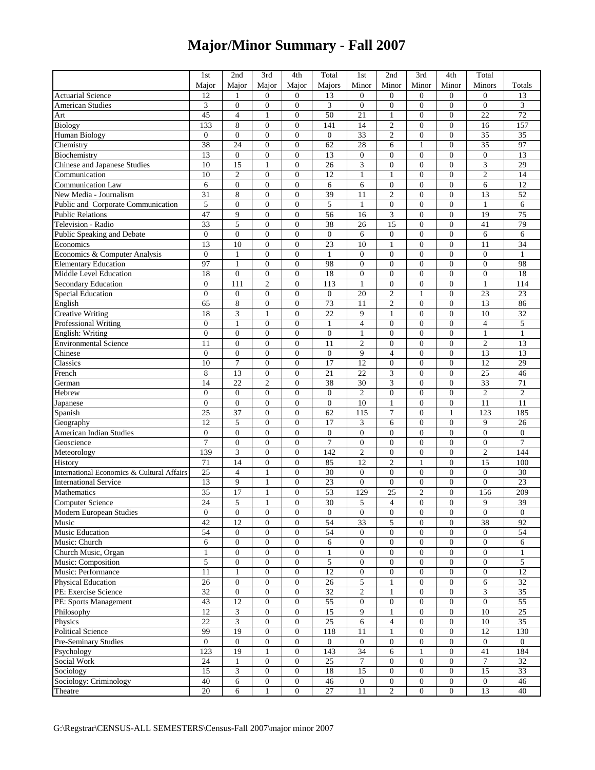# Major/Minor Summary - Fall 2007

| | 1st Major | 2nd Major | 3rd Major | 4th Major | Total Majors | 1st Minor | 2nd Minor | 3rd Minor | 4th Minor | Total Minors | Totals |
|---|---|---|---|---|---|---|---|---|---|---|---|
| Actuarial Science | 12 | 1 | 0 | 0 | 13 | 0 | 0 | 0 | 0 | 0 | 13 |
| American Studies | 3 | 0 | 0 | 0 | 3 | 0 | 0 | 0 | 0 | 0 | 3 |
| Art | 45 | 4 | 1 | 0 | 50 | 21 | 1 | 0 | 0 | 22 | 72 |
| Biology | 133 | 8 | 0 | 0 | 141 | 14 | 2 | 0 | 0 | 16 | 157 |
| Human Biology | 0 | 0 | 0 | 0 | 0 | 33 | 2 | 0 | 0 | 35 | 35 |
| Chemistry | 38 | 24 | 0 | 0 | 62 | 28 | 6 | 1 | 0 | 35 | 97 |
| Biochemistry | 13 | 0 | 0 | 0 | 13 | 0 | 0 | 0 | 0 | 0 | 13 |
| Chinese and Japanese Studies | 10 | 15 | 1 | 0 | 26 | 3 | 0 | 0 | 0 | 3 | 29 |
| Communication | 10 | 2 | 0 | 0 | 12 | 1 | 1 | 0 | 0 | 2 | 14 |
| Communication Law | 6 | 0 | 0 | 0 | 6 | 6 | 0 | 0 | 0 | 6 | 12 |
| New Media - Journalism | 31 | 8 | 0 | 0 | 39 | 11 | 2 | 0 | 0 | 13 | 52 |
| Public and Corporate Communication | 5 | 0 | 0 | 0 | 5 | 1 | 0 | 0 | 0 | 1 | 6 |
| Public Relations | 47 | 9 | 0 | 0 | 56 | 16 | 3 | 0 | 0 | 19 | 75 |
| Television - Radio | 33 | 5 | 0 | 0 | 38 | 26 | 15 | 0 | 0 | 41 | 79 |
| Public Speaking and Debate | 0 | 0 | 0 | 0 | 0 | 6 | 0 | 0 | 0 | 6 | 6 |
| Economics | 13 | 10 | 0 | 0 | 23 | 10 | 1 | 0 | 0 | 11 | 34 |
| Economics & Computer Analysis | 0 | 1 | 0 | 0 | 1 | 0 | 0 | 0 | 0 | 0 | 1 |
| Elementary Education | 97 | 1 | 0 | 0 | 98 | 0 | 0 | 0 | 0 | 0 | 98 |
| Middle Level Education | 18 | 0 | 0 | 0 | 18 | 0 | 0 | 0 | 0 | 0 | 18 |
| Secondary Education | 0 | 111 | 2 | 0 | 113 | 1 | 0 | 0 | 0 | 1 | 114 |
| Special Education | 0 | 0 | 0 | 0 | 0 | 20 | 2 | 1 | 0 | 23 | 23 |
| English | 65 | 8 | 0 | 0 | 73 | 11 | 2 | 0 | 0 | 13 | 86 |
| Creative Writing | 18 | 3 | 1 | 0 | 22 | 9 | 1 | 0 | 0 | 10 | 32 |
| Professional Writing | 0 | 1 | 0 | 0 | 1 | 4 | 0 | 0 | 0 | 4 | 5 |
| English: Writing | 0 | 0 | 0 | 0 | 0 | 1 | 0 | 0 | 0 | 1 | 1 |
| Environmental Science | 11 | 0 | 0 | 0 | 11 | 2 | 0 | 0 | 0 | 2 | 13 |
| Chinese | 0 | 0 | 0 | 0 | 0 | 9 | 4 | 0 | 0 | 13 | 13 |
| Classics | 10 | 7 | 0 | 0 | 17 | 12 | 0 | 0 | 0 | 12 | 29 |
| French | 8 | 13 | 0 | 0 | 21 | 22 | 3 | 0 | 0 | 25 | 46 |
| German | 14 | 22 | 2 | 0 | 38 | 30 | 3 | 0 | 0 | 33 | 71 |
| Hebrew | 0 | 0 | 0 | 0 | 0 | 2 | 0 | 0 | 0 | 2 | 2 |
| Japanese | 0 | 0 | 0 | 0 | 0 | 10 | 1 | 0 | 0 | 11 | 11 |
| Spanish | 25 | 37 | 0 | 0 | 62 | 115 | 7 | 0 | 1 | 123 | 185 |
| Geography | 12 | 5 | 0 | 0 | 17 | 3 | 6 | 0 | 0 | 9 | 26 |
| American Indian Studies | 0 | 0 | 0 | 0 | 0 | 0 | 0 | 0 | 0 | 0 | 0 |
| Geoscience | 7 | 0 | 0 | 0 | 7 | 0 | 0 | 0 | 0 | 0 | 7 |
| Meteorology | 139 | 3 | 0 | 0 | 142 | 2 | 0 | 0 | 0 | 2 | 144 |
| History | 71 | 14 | 0 | 0 | 85 | 12 | 2 | 1 | 0 | 15 | 100 |
| International Economics & Cultural Affairs | 25 | 4 | 1 | 0 | 30 | 0 | 0 | 0 | 0 | 0 | 30 |
| International Service | 13 | 9 | 1 | 0 | 23 | 0 | 0 | 0 | 0 | 0 | 23 |
| Mathematics | 35 | 17 | 1 | 0 | 53 | 129 | 25 | 2 | 0 | 156 | 209 |
| Computer Science | 24 | 5 | 1 | 0 | 30 | 5 | 4 | 0 | 0 | 9 | 39 |
| Modern European Studies | 0 | 0 | 0 | 0 | 0 | 0 | 0 | 0 | 0 | 0 | 0 |
| Music | 42 | 12 | 0 | 0 | 54 | 33 | 5 | 0 | 0 | 38 | 92 |
| Music Education | 54 | 0 | 0 | 0 | 54 | 0 | 0 | 0 | 0 | 0 | 54 |
| Music: Church | 6 | 0 | 0 | 0 | 6 | 0 | 0 | 0 | 0 | 0 | 6 |
| Church Music, Organ | 1 | 0 | 0 | 0 | 1 | 0 | 0 | 0 | 0 | 0 | 1 |
| Music: Composition | 5 | 0 | 0 | 0 | 5 | 0 | 0 | 0 | 0 | 0 | 5 |
| Music: Performance | 11 | 1 | 0 | 0 | 12 | 0 | 0 | 0 | 0 | 0 | 12 |
| Physical Education | 26 | 0 | 0 | 0 | 26 | 5 | 1 | 0 | 0 | 6 | 32 |
| PE: Exercise Science | 32 | 0 | 0 | 0 | 32 | 2 | 1 | 0 | 0 | 3 | 35 |
| PE: Sports Management | 43 | 12 | 0 | 0 | 55 | 0 | 0 | 0 | 0 | 0 | 55 |
| Philosophy | 12 | 3 | 0 | 0 | 15 | 9 | 1 | 0 | 0 | 10 | 25 |
| Physics | 22 | 3 | 0 | 0 | 25 | 6 | 4 | 0 | 0 | 10 | 35 |
| Political Science | 99 | 19 | 0 | 0 | 118 | 11 | 1 | 0 | 0 | 12 | 130 |
| Pre-Seminary Studies | 0 | 0 | 0 | 0 | 0 | 0 | 0 | 0 | 0 | 0 | 0 |
| Psychology | 123 | 19 | 1 | 0 | 143 | 34 | 6 | 1 | 0 | 41 | 184 |
| Social Work | 24 | 1 | 0 | 0 | 25 | 7 | 0 | 0 | 0 | 7 | 32 |
| Sociology | 15 | 3 | 0 | 0 | 18 | 15 | 0 | 0 | 0 | 15 | 33 |
| Sociology: Criminology | 40 | 6 | 0 | 0 | 46 | 0 | 0 | 0 | 0 | 0 | 46 |
| Theatre | 20 | 6 | 1 | 0 | 27 | 11 | 2 | 0 | 0 | 13 | 40 |

G:\Regstrar\CENSUS-ALL SEMESTERS\Census-Fall 2007\major minor 2007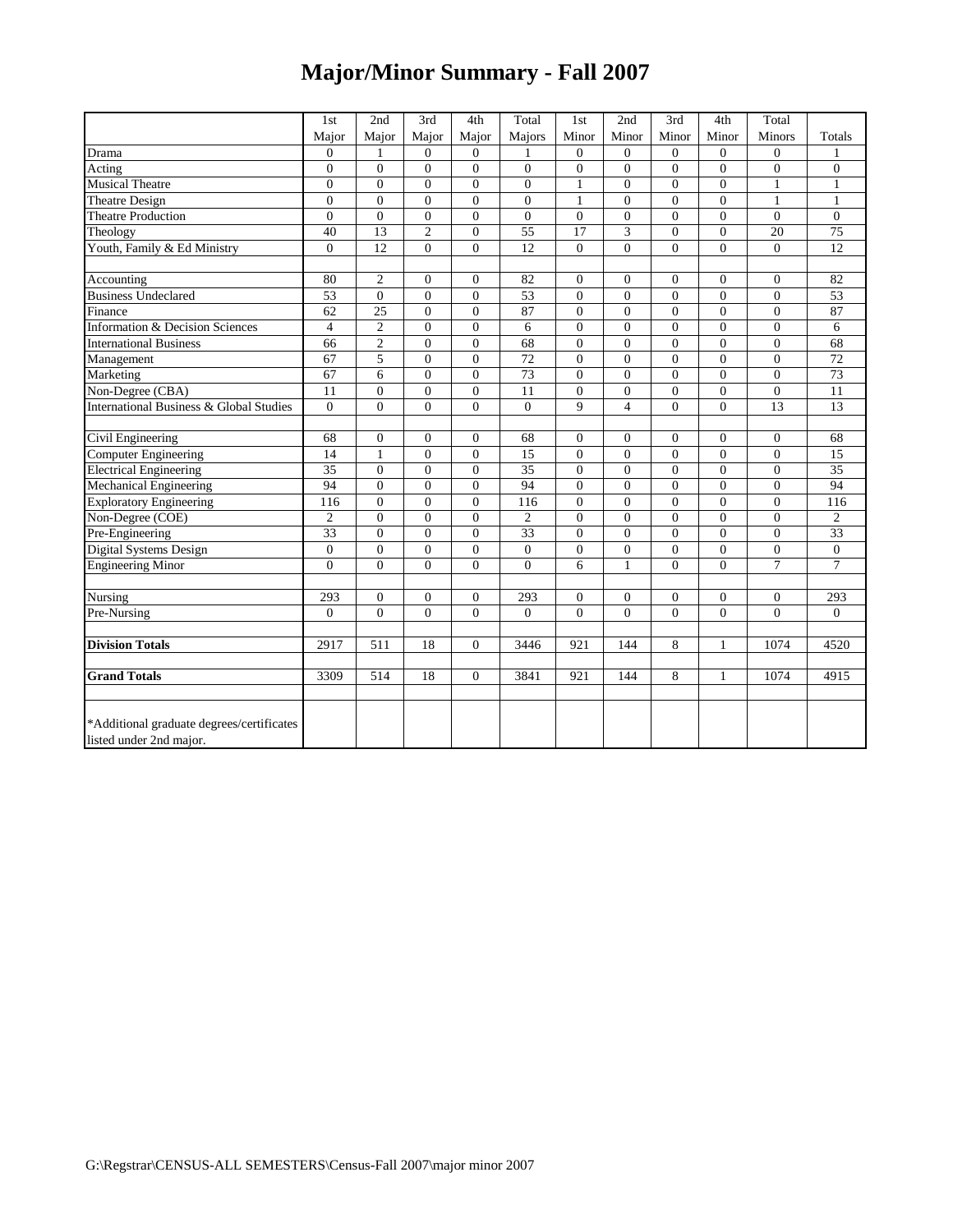# Major/Minor Summary - Fall 2007

| | 1st Major | 2nd Major | 3rd Major | 4th Major | Total Majors | 1st Minor | 2nd Minor | 3rd Minor | 4th Minor | Total Minors | Totals |
|---|---|---|---|---|---|---|---|---|---|---|---|
| Drama | 0 | 1 | 0 | 0 | 1 | 0 | 0 | 0 | 0 | 0 | 1 |
| Acting | 0 | 0 | 0 | 0 | 0 | 0 | 0 | 0 | 0 | 0 | 0 |
| Musical Theatre | 0 | 0 | 0 | 0 | 0 | 1 | 0 | 0 | 0 | 1 | 1 |
| Theatre Design | 0 | 0 | 0 | 0 | 0 | 1 | 0 | 0 | 0 | 1 | 1 |
| Theatre Production | 0 | 0 | 0 | 0 | 0 | 0 | 0 | 0 | 0 | 0 | 0 |
| Theology | 40 | 13 | 2 | 0 | 55 | 17 | 3 | 0 | 0 | 20 | 75 |
| Youth, Family & Ed Ministry | 0 | 12 | 0 | 0 | 12 | 0 | 0 | 0 | 0 | 0 | 12 |
| | | | | | | | | | | | |
| Accounting | 80 | 2 | 0 | 0 | 82 | 0 | 0 | 0 | 0 | 0 | 82 |
| Business Undeclared | 53 | 0 | 0 | 0 | 53 | 0 | 0 | 0 | 0 | 0 | 53 |
| Finance | 62 | 25 | 0 | 0 | 87 | 0 | 0 | 0 | 0 | 0 | 87 |
| Information & Decision Sciences | 4 | 2 | 0 | 0 | 6 | 0 | 0 | 0 | 0 | 0 | 6 |
| International Business | 66 | 2 | 0 | 0 | 68 | 0 | 0 | 0 | 0 | 0 | 68 |
| Management | 67 | 5 | 0 | 0 | 72 | 0 | 0 | 0 | 0 | 0 | 72 |
| Marketing | 67 | 6 | 0 | 0 | 73 | 0 | 0 | 0 | 0 | 0 | 73 |
| Non-Degree (CBA) | 11 | 0 | 0 | 0 | 11 | 0 | 0 | 0 | 0 | 0 | 11 |
| International Business & Global Studies | 0 | 0 | 0 | 0 | 0 | 9 | 4 | 0 | 0 | 13 | 13 |
| | | | | | | | | | | | |
| Civil Engineering | 68 | 0 | 0 | 0 | 68 | 0 | 0 | 0 | 0 | 0 | 68 |
| Computer Engineering | 14 | 1 | 0 | 0 | 15 | 0 | 0 | 0 | 0 | 0 | 15 |
| Electrical Engineering | 35 | 0 | 0 | 0 | 35 | 0 | 0 | 0 | 0 | 0 | 35 |
| Mechanical Engineering | 94 | 0 | 0 | 0 | 94 | 0 | 0 | 0 | 0 | 0 | 94 |
| Exploratory Engineering | 116 | 0 | 0 | 0 | 116 | 0 | 0 | 0 | 0 | 0 | 116 |
| Non-Degree (COE) | 2 | 0 | 0 | 0 | 2 | 0 | 0 | 0 | 0 | 0 | 2 |
| Pre-Engineering | 33 | 0 | 0 | 0 | 33 | 0 | 0 | 0 | 0 | 0 | 33 |
| Digital Systems Design | 0 | 0 | 0 | 0 | 0 | 0 | 0 | 0 | 0 | 0 | 0 |
| Engineering Minor | 0 | 0 | 0 | 0 | 0 | 6 | 1 | 0 | 0 | 7 | 7 |
| | | | | | | | | | | | |
| Nursing | 293 | 0 | 0 | 0 | 293 | 0 | 0 | 0 | 0 | 0 | 293 |
| Pre-Nursing | 0 | 0 | 0 | 0 | 0 | 0 | 0 | 0 | 0 | 0 | 0 |
| | | | | | | | | | | | |
| **Division Totals** | 2917 | 511 | 18 | 0 | 3446 | 921 | 144 | 8 | 1 | 1074 | 4520 |
| | | | | | | | | | | | |
| **Grand Totals** | 3309 | 514 | 18 | 0 | 3841 | 921 | 144 | 8 | 1 | 1074 | 4915 |
| | | | | | | | | | | | |
| *Additional graduate degrees/certificates listed under 2nd major. | | | | | | | | | | | |

G:\Regstrar\CENSUS-ALL SEMESTERS\Census-Fall 2007\major minor 2007